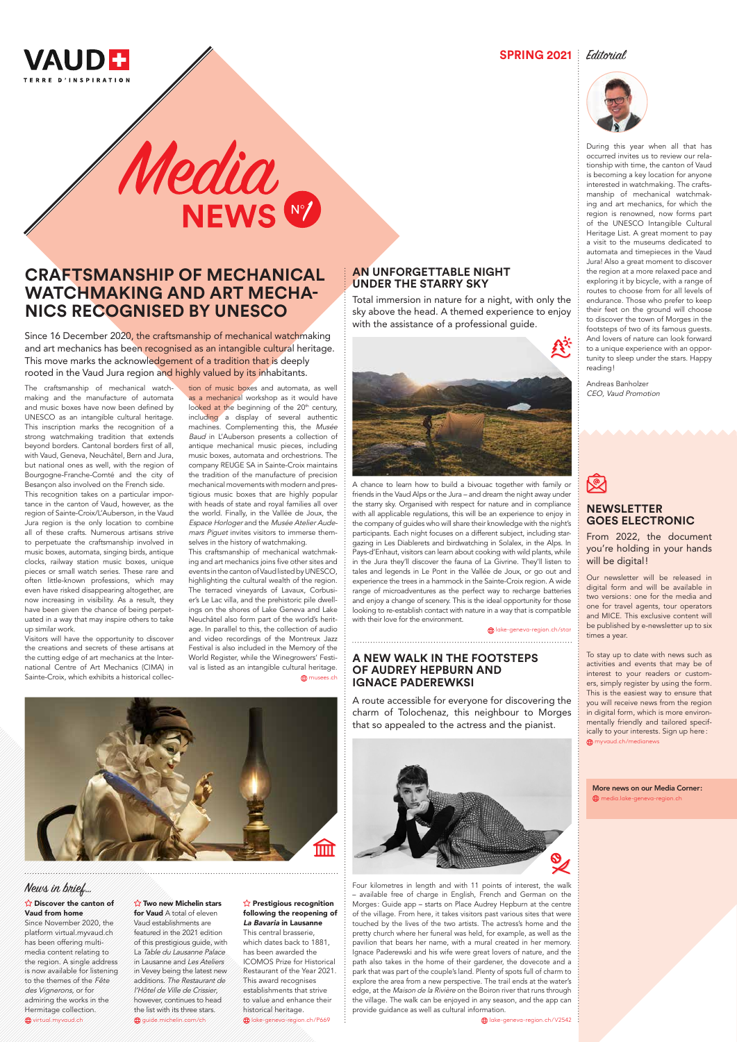VAUD

TERRE D'INSPIRATION

# Media NEWS N°1

SPRING 2021

## Editorial

During this year when all that has occurred invites us to review our relationship with time, the canton of Vaud is becoming a key location for anyone interested in watchmaking. The craftsmanship of mechanical watchmaking and art mechanics, for which the region is renowned, now forms part of the UNESCO Intangible Cultural Heritage List. A great moment to pay a visit to the museums dedicated to automata and timepieces in the Vaud Jura! Also a great moment to discover the region at a more relaxed pace and exploring it by bicycle, with a range of routes to choose from for all levels of endurance. Those who prefer to keep their feet on the ground will choose to discover the town of Morges in the footsteps of two of its famous guests. And lovers of nature can look forward to a unique experience with an opportunity to sleep under the stars. Happy reading!

Andreas Banholzer
*CEO, Vaud Promotion*

## CRAFTSMANSHIP OF MECHANICAL WATCHMAKING AND ART MECHANICS RECOGNISED BY UNESCO

Since 16 December 2020, the craftsmanship of mechanical watchmaking and art mechanics has been recognised as an intangible cultural heritage. This move marks the acknowledgement of a tradition that is deeply rooted in the Vaud Jura region and highly valued by its inhabitants.

The craftsmanship of mechanical watchmaking and the manufacture of automata and music boxes have now been defined by UNESCO as an intangible cultural heritage. This inscription marks the recognition of a strong watchmaking tradition that extends beyond borders. Cantonal borders first of all, with Vaud, Geneva, Neuchâtel, Bern and Jura, but national ones as well, with the region of Bourgogne-Franche-Comté and the city of Besançon also involved on the French side.

This recognition takes on a particular importance in the canton of Vaud, however, as the region of Sainte-Croix/L'Auberson, in the Vaud Jura region is the only location to combine all of these crafts. Numerous artisans strive to perpetuate the craftsmanship involved in music boxes, automata, singing birds, antique clocks, railway station music boxes, unique pieces or small watch series. These rare and often little-known professions, which may even have risked disappearing altogether, are now increasing in visibility. As a result, they have been given the chance of being perpetuated in a way that may inspire others to take up similar work.

Visitors will have the opportunity to discover the creations and secrets of these artisans at the cutting edge of art mechanics at the International Centre of Art Mechanics (CIMA) in Sainte-Croix, which exhibits a historical collection of music boxes and automata, as well as a mechanical workshop as it would have looked at the beginning of the 20th century, including a display of several authentic machines. Complementing this, the *Musée Baud* in L'Auberson presents a collection of antique mechanical music pieces, including music boxes, automata and orchestrions. The company REUGE SA in Sainte-Croix maintains the tradition of the manufacture of precision mechanical movements with modern and prestigious music boxes that are highly popular with heads of state and royal families all over the world. Finally, in the Vallée de Joux, the *Espace Horloger* and the *Musée Atelier Audemars Piguet* invites visitors to immerse themselves in the history of watchmaking.

This craftsmanship of mechanical watchmaking and art mechanics joins five other sites and events in the canton of Vaud listed by UNESCO, highlighting the cultural wealth of the region. The terraced vineyards of Lavaux, Corbusier's Le Lac villa, and the prehistoric pile dwellings on the shores of Lake Geneva and Lake Neuchâtel also form part of the world's heritage. In parallel to this, the collection of audio and video recordings of the Montreux Jazz Festival is also included in the Memory of the World Register, while the Winegrowers' Festival is listed as an intangible cultural heritage.

musees.ch

## AN UNFORGETTABLE NIGHT UNDER THE STARRY SKY

Total immersion in nature for a night, with only the sky above the head. A themed experience to enjoy with the assistance of a professional guide.

A chance to learn how to build a bivouac together with family or friends in the Vaud Alps or the Jura – and dream the night away under the starry sky. Organised with respect for nature and in compliance with all applicable regulations, this will be an experience to enjoy in the company of guides who will share their knowledge with the night's participants. Each night focuses on a different subject, including stargazing in Les Diablerets and birdwatching in Solalex, in the Alps. In Pays-d'Enhaut, visitors can learn about cooking with wild plants, while in the Jura they'll discover the fauna of La Givrine. They'll listen to tales and legends in Le Pont in the Vallée de Joux, or go out and experience the trees in a hammock in the Sainte-Croix region. A wide range of microadventures as the perfect way to recharge batteries and enjoy a change of scenery. This is the ideal opportunity for those looking to re-establish contact with nature in a way that is compatible with their love for the environment.

lake-geneva-region.ch/star

## A NEW WALK IN THE FOOTSTEPS OF AUDREY HEPBURN AND IGNACE PADEREWSKI

A route accessible for everyone for discovering the charm of Tolochenaz, this neighbour to Morges that so appealed to the actress and the pianist.

Four kilometres in length and with 11 points of interest, the walk – available free of charge in English, French and German on the Morges: Guide app – starts on Place Audrey Hepburn at the centre of the village. From here, it takes visitors past various sites that were touched by the lives of the two artists. The actress's home and the pretty church where her funeral was held, for example, as well as the pavilion that bears her name, with a mural created in her memory. Ignace Paderewski and his wife were great lovers of nature, and the path also takes in the home of their gardener, the dovecote and a park that was part of the couple's land. Plenty of spots full of charm to explore the area from a new perspective. The trail ends at the water's edge, at the *Maison de la Rivière* on the Boiron river that runs through the village. The walk can be enjoyed in any season, and the app can provide guidance as well as cultural information.

lake-geneva-region.ch/V2542

## NEWSLETTER GOES ELECTRONIC

From 2022, the document you're holding in your hands will be digital!

Our newsletter will be released in digital form and will be available in two versions: one for the media and one for travel agents, tour operators and MICE. This exclusive content will be published by e-newsletter up to six times a year.

To stay up to date with news such as activities and events that may be of interest to your readers or customers, simply register by using the form. This is the easiest way to ensure that you will receive news from the region in digital form, which is more environmentally friendly and tailored specifically to your interests. Sign up here: myvaud.ch/medianews

**More news on our Media Corner:** media.lake-geneva-region.ch

## News in brief...

**Discover the canton of Vaud from home**
Since November 2020, the platform virtual.myvaud.ch has been offering multimedia content relating to the region. A single address is now available for listening to the themes of the *Fête des Vignerons*, or for admiring the works in the Hermitage collection.
virtual.myvaud.ch

**Two new Michelin stars for Vaud** A total of eleven Vaud establishments are featured in the 2021 edition of this prestigious guide, with La *Table du Lausanne Palace* in Lausanne and *Les Ateliers* in Vevey being the latest new additions. *The Restaurant de l'Hôtel de Ville de Crissier*, however, continues to head the list with its three stars.
guide.michelin.com/ch

**Prestigious recognition following the reopening of *La Bavaria* in Lausanne**
This central brasserie, which dates back to 1881, has been awarded the ICOMOS Prize for Historical Restaurant of the Year 2021. This award recognises establishments that strive to value and enhance their historical heritage.
lake-geneva-region.ch/P669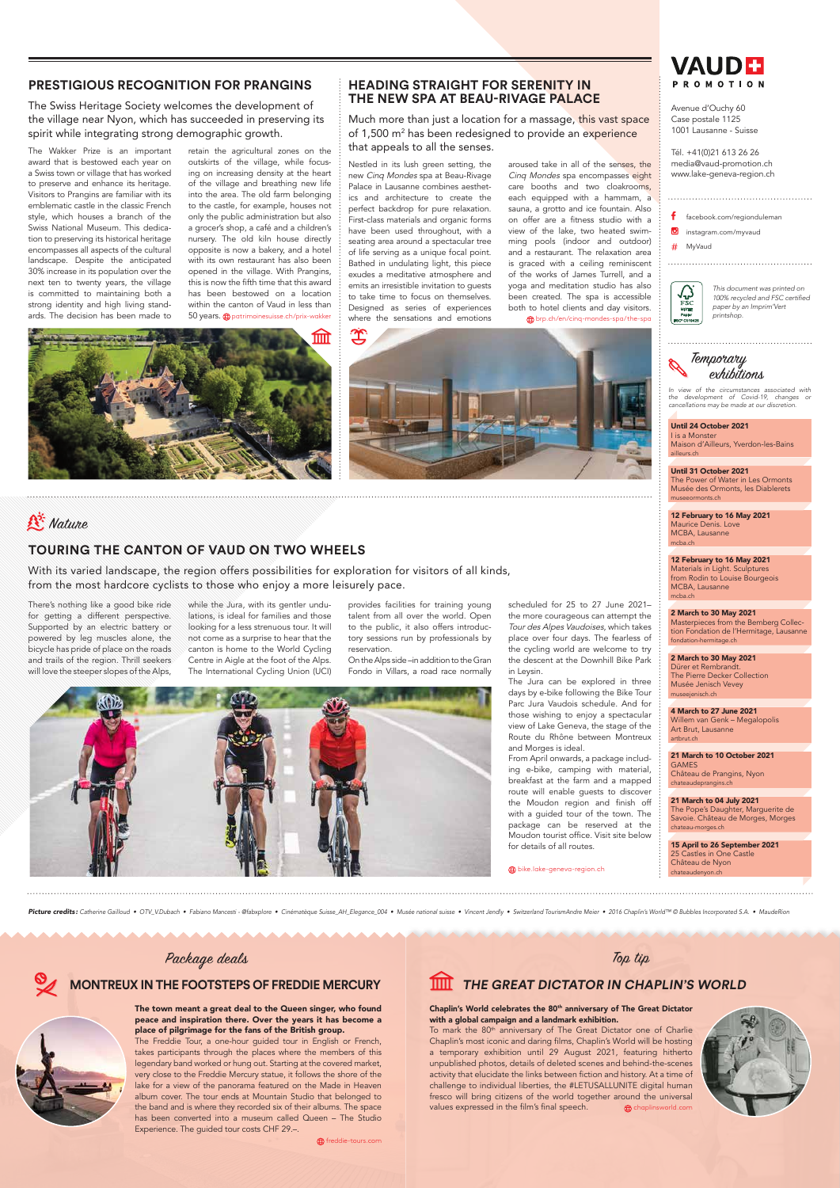## PRESTIGIOUS RECOGNITION FOR PRANGINS

The Swiss Heritage Society welcomes the development of the village near Nyon, which has succeeded in preserving its spirit while integrating strong demographic growth.

The Wakker Prize is an important award that is bestowed each year on a Swiss town or village that has worked to preserve and enhance its heritage. Visitors to Prangins are familiar with its emblematic castle in the classic French style, which houses a branch of the Swiss National Museum. This dedication to preserving its historical heritage encompasses all aspects of the cultural landscape. Despite the anticipated 30% increase in its population over the next ten to twenty years, the village is committed to maintaining both a strong identity and high living standards. The decision has been made to retain the agricultural zones on the outskirts of the village, while focusing on increasing density at the heart of the village and breathing new life into the area. The old farm belonging to the castle, for example, houses not only the public administration but also a grocer's shop, a café and a children's nursery. The old kiln house directly opposite is now a bakery, and a hotel with its own restaurant has also been opened in the village. With Prangins, this is now the fifth time that this award has been bestowed on a location within the canton of Vaud in less than 50 years. patrimoinesuisse.ch/prix-wakker

## HEADING STRAIGHT FOR SERENITY IN THE NEW SPA AT BEAU-RIVAGE PALACE

Much more than just a location for a massage, this vast space of 1,500 m² has been redesigned to provide an experience that appeals to all the senses.

Nestled in its lush green setting, the new *Cinq Mondes* spa at Beau-Rivage Palace in Lausanne combines aesthetics and architecture to create the perfect backdrop for pure relaxation. First-class materials and organic forms have been used throughout, with a seating area around a spectacular tree of life serving as a unique focal point. Bathed in undulating light, this piece exudes a meditative atmosphere and emits an irresistible invitation to guests to take time to focus on themselves. Designed as series of experiences where the sensations and emotions aroused take in all of the senses, the *Cinq Mondes* spa encompasses eight care booths and two cloakrooms, each equipped with a hammam, a sauna, a grotto and ice fountain. Also on offer are a fitness studio with a view of the lake, two heated swimming pools (indoor and outdoor) and a restaurant. The relaxation area is graced with a ceiling reminiscent of the works of James Turrell, and a yoga and meditation studio has also been created. The spa is accessible both to hotel clients and day visitors. brp.ch/en/cinq-mondes-spa/the-spa

*Nature*

## TOURING THE CANTON OF VAUD ON TWO WHEELS

With its varied landscape, the region offers possibilities for exploration for visitors of all kinds, from the most hardcore cyclists to those who enjoy a more leisurely pace.

There's nothing like a good bike ride for getting a different perspective. Supported by an electric battery or powered by leg muscles alone, the bicycle has pride of place on the roads and trails of the region. Thrill seekers will love the steeper slopes of the Alps, while the Jura, with its gentler undulations, is ideal for families and those looking for a less strenuous tour. It will not come as a surprise to hear that the canton is home to the World Cycling Centre in Aigle at the foot of the Alps. The International Cycling Union (UCI) provides facilities for training young talent from all over the world. Open to the public, it also offers introductory sessions run by professionals by reservation.

On the Alps side – in addition to the Gran Fondo in Villars, a road race normally scheduled for 25 to 27 June 2021 – the more courageous can attempt the *Tour des Alpes Vaudoises*, which takes place over four days. The fearless of the cycling world are welcome to try the descent at the Downhill Bike Park in Leysin.

The Jura can be explored in three days by e-bike following the Bike Tour Parc Jura Vaudois schedule. And for those wishing to enjoy a spectacular view of Lake Geneva, the stage of the Route du Rhône between Montreux and Morges is ideal.

From April onwards, a package including e-bike, camping with material, breakfast at the farm and a mapped route will enable guests to discover the Moudon region and finish off with a guided tour of the town. The package can be reserved at the Moudon tourist office. Visit site below for details of all routes.

bike.lake-geneva-region.ch

**VAUD PROMOTION**

Avenue d'Ouchy 60
Case postale 1125
1001 Lausanne - Suisse

Tél. +41(0)21 613 26 26
media@vaud-promotion.ch
www.lake-geneva-region.ch

facebook.com/regionduleman
instagram.com/myvaud
MyVaud

*This document was printed on 100% recycled and FSC certified paper by an Imprim'Vert printshop.*

*Temporary exhibitions*

*In view of the circumstances associated with the development of Covid-19, changes or cancellations may be made at our discretion.*

**Until 24 October 2021**
I is a Monster
Maison d'Ailleurs, Yverdon-les-Bains
ailleurs.ch

**Until 31 October 2021**
The Power of Water in Les Ormonts
Musée des Ormonts, les Diablerets
museeormonts.ch

**12 February to 16 May 2021**
Maurice Denis. Love
MCBA, Lausanne
mcba.ch

**12 February to 16 May 2021**
Materials in Light. Sculptures from Rodin to Louise Bourgeois
MCBA, Lausanne
mcba.ch

**2 March to 30 May 2021**
Masterpieces from the Bemberg Collection Fondation de l'Hermitage, Lausanne
fondation-hermitage.ch

**2 March to 30 May 2021**
Dürer et Rembrandt.
The Pierre Decker Collection
Musée Jenisch Vevey
museejenisch.ch

**4 March to 27 June 2021**
Willem van Genk – Megalopolis
Art Brut, Lausanne
artbrut.ch

**21 March to 10 October 2021**
GAMES
Château de Prangins, Nyon
chateaudeprangins.ch

**21 March to 04 July 2021**
The Pope's Daughter, Marguerite de Savoie. Château de Morges, Morges
chateau-morges.ch

**15 April to 26 September 2021**
25 Castles in One Castle
Château de Nyon
chateaudenyon.ch

***Picture credits:*** *Catherine Gailloud • OTV_V.Dubach • Fabiano Mancesti - @fabxplore • Cinémathèque Suisse_AH_Elegance_004 • Musée national suisse • Vincent Jendly • Switzerland TourismAndre Meier • 2016 Chaplin's World™ © Bubbles Incorporated S.A. • MaudeRion*

*Package deals*

## MONTREUX IN THE FOOTSTEPS OF FREDDIE MERCURY

**The town meant a great deal to the Queen singer, who found peace and inspiration there. Over the years it has become a place of pilgrimage for the fans of the British group.**

The Freddie Tour, a one-hour guided tour in English or French, takes participants through the places where the members of this legendary band worked or hung out. Starting at the covered market, very close to the Freddie Mercury statue, it follows the shore of the lake for a view of the panorama featured on the Made in Heaven album cover. The tour ends at Mountain Studio that belonged to the band and is where they recorded six of their albums. The space has been converted into a museum called Queen – The Studio Experience. The guided tour costs CHF 29.–.

freddie-tours.com

*Top tip*

## *THE GREAT DICTATOR IN CHAPLIN'S WORLD*

**Chaplin's World celebrates the 80th anniversary of The Great Dictator with a global campaign and a landmark exhibition.**

To mark the 80th anniversary of The Great Dictator one of Charlie Chaplin's most iconic and daring films, Chaplin's World will be hosting a temporary exhibition until 29 August 2021, featuring hitherto unpublished photos, details of deleted scenes and behind-the-scenes activity that elucidate the links between fiction and history. At a time of challenge to individual liberties, the #LETUSALLUNITE digital human fresco will bring citizens of the world together around the universal values expressed in the film's final speech. chaplinsworld.com